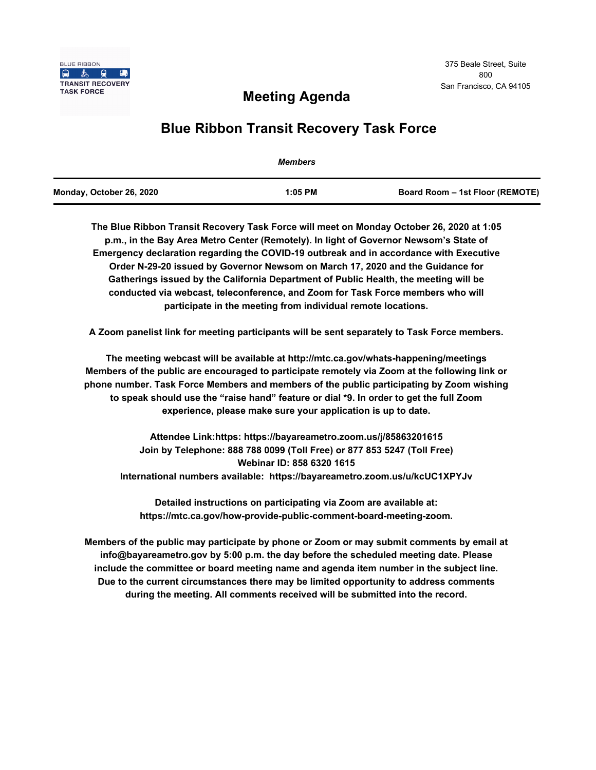BLUE RIBBON
TRANSIT RECOVERY TASK FORCE

375 Beale Street, Suite 800
San Francisco, CA 94105

# Meeting Agenda

## Blue Ribbon Transit Recovery Task Force

*Members*

| Monday, October 26, 2020 | 1:05 PM | Board Room – 1st Floor (REMOTE) |
| --- | --- | --- |

**The Blue Ribbon Transit Recovery Task Force will meet on Monday October 26, 2020 at 1:05 p.m., in the Bay Area Metro Center (Remotely). In light of Governor Newsom's State of Emergency declaration regarding the COVID-19 outbreak and in accordance with Executive Order N-29-20 issued by Governor Newsom on March 17, 2020 and the Guidance for Gatherings issued by the California Department of Public Health, the meeting will be conducted via webcast, teleconference, and Zoom for Task Force members who will participate in the meeting from individual remote locations.**

**A Zoom panelist link for meeting participants will be sent separately to Task Force members.**

**The meeting webcast will be available at http://mtc.ca.gov/whats-happening/meetings Members of the public are encouraged to participate remotely via Zoom at the following link or phone number. Task Force Members and members of the public participating by Zoom wishing to speak should use the "raise hand" feature or dial *9. In order to get the full Zoom experience, please make sure your application is up to date.**

**Attendee Link:https: https://bayareametro.zoom.us/j/85863201615**
**Join by Telephone: 888 788 0099 (Toll Free) or 877 853 5247 (Toll Free)**
**Webinar ID: 858 6320 1615**
**International numbers available: https://bayareametro.zoom.us/u/kcUC1XPYJv**

**Detailed instructions on participating via Zoom are available at: https://mtc.ca.gov/how-provide-public-comment-board-meeting-zoom.**

**Members of the public may participate by phone or Zoom or may submit comments by email at info@bayareametro.gov by 5:00 p.m. the day before the scheduled meeting date. Please include the committee or board meeting name and agenda item number in the subject line. Due to the current circumstances there may be limited opportunity to address comments during the meeting. All comments received will be submitted into the record.**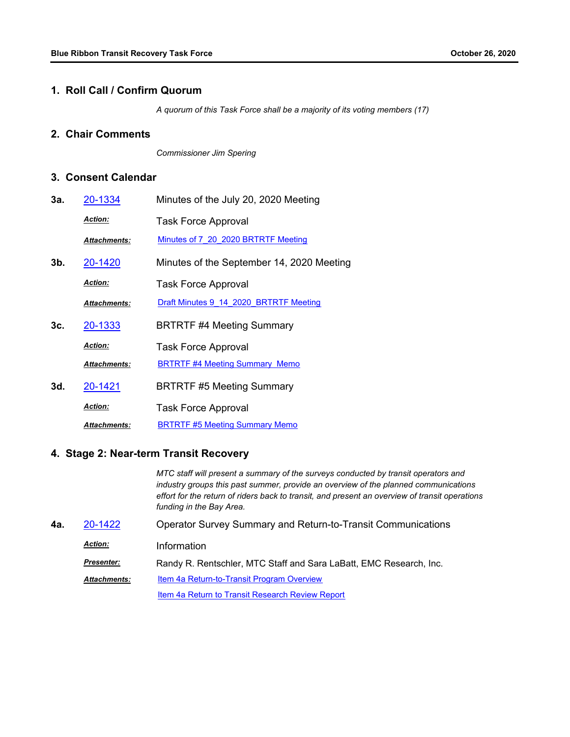## 1. Roll Call / Confirm Quorum

*A quorum of this Task Force shall be a majority of its voting members (17)*

## 2. Chair Comments

*Commissioner Jim Spering*

## 3. Consent Calendar

**3a.** 20-1334 Minutes of the July 20, 2020 Meeting

***Action:*** Task Force Approval

***Attachments:*** Minutes of 7_20_2020 BRTRTF Meeting

**3b.** 20-1420 Minutes of the September 14, 2020 Meeting

***Action:*** Task Force Approval

***Attachments:*** Draft Minutes 9_14_2020_BRTRTF Meeting

**3c.** 20-1333 BRTRTF #4 Meeting Summary

***Action:*** Task Force Approval

***Attachments:*** BRTRTF #4 Meeting Summary_Memo

**3d.** 20-1421 BRTRTF #5 Meeting Summary

***Action:*** Task Force Approval

***Attachments:*** BRTRTF #5 Meeting Summary Memo

## 4. Stage 2: Near-term Transit Recovery

*MTC staff will present a summary of the surveys conducted by transit operators and industry groups this past summer, provide an overview of the planned communications effort for the return of riders back to transit, and present an overview of transit operations funding in the Bay Area.*

**4a.** 20-1422 Operator Survey Summary and Return-to-Transit Communications

***Action:*** Information

***Presenter:*** Randy R. Rentschler, MTC Staff and Sara LaBatt, EMC Research, Inc.

***Attachments:*** Item 4a Return-to-Transit Program Overview

Item 4a Return to Transit Research Review Report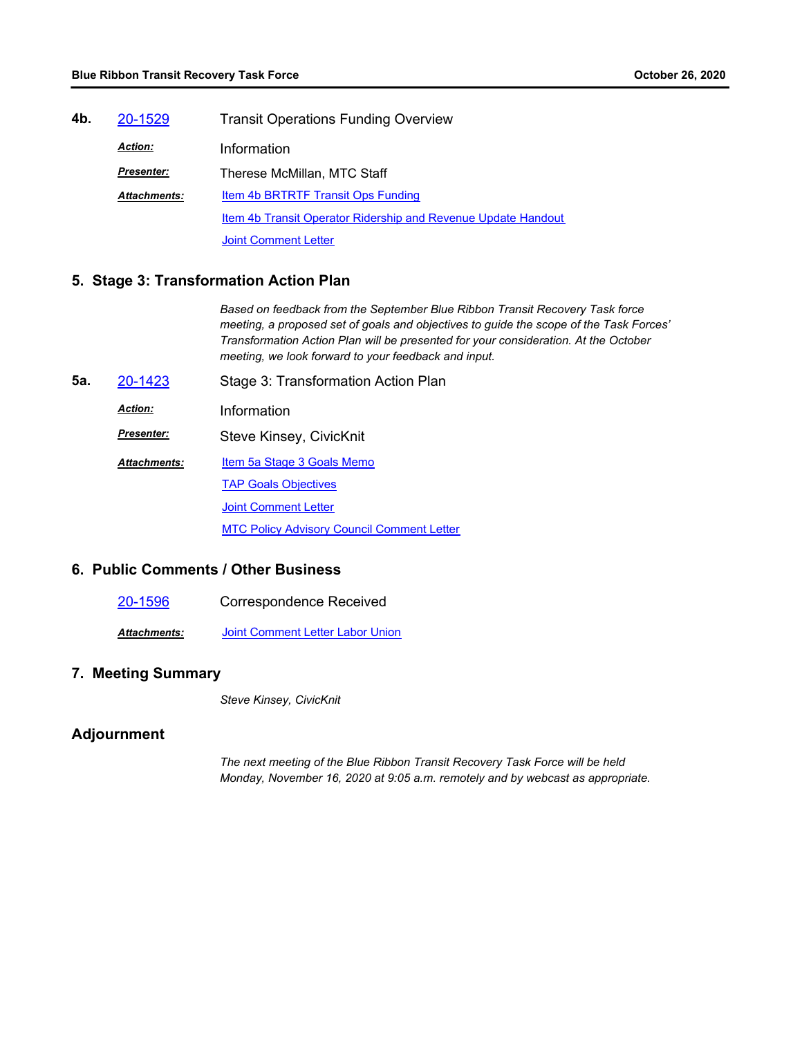**4b.** 20-1529 Transit Operations Funding Overview

***Action:*** Information

***Presenter:*** Therese McMillan, MTC Staff

***Attachments:*** Item 4b BRTRTF Transit Ops Funding

Item 4b Transit Operator Ridership and Revenue Update Handout

Joint Comment Letter

## 5. Stage 3: Transformation Action Plan

*Based on feedback from the September Blue Ribbon Transit Recovery Task force meeting, a proposed set of goals and objectives to guide the scope of the Task Forces' Transformation Action Plan will be presented for your consideration. At the October meeting, we look forward to your feedback and input.*

**5a.** 20-1423 Stage 3: Transformation Action Plan

***Action:*** Information

***Presenter:*** Steve Kinsey, CivicKnit

***Attachments:*** Item 5a Stage 3 Goals Memo

TAP Goals Objectives

Joint Comment Letter

MTC Policy Advisory Council Comment Letter

## 6. Public Comments / Other Business

20-1596 Correspondence Received

***Attachments:*** Joint Comment Letter Labor Union

## 7. Meeting Summary

*Steve Kinsey, CivicKnit*

## Adjournment

*The next meeting of the Blue Ribbon Transit Recovery Task Force will be held Monday, November 16, 2020 at 9:05 a.m. remotely and by webcast as appropriate.*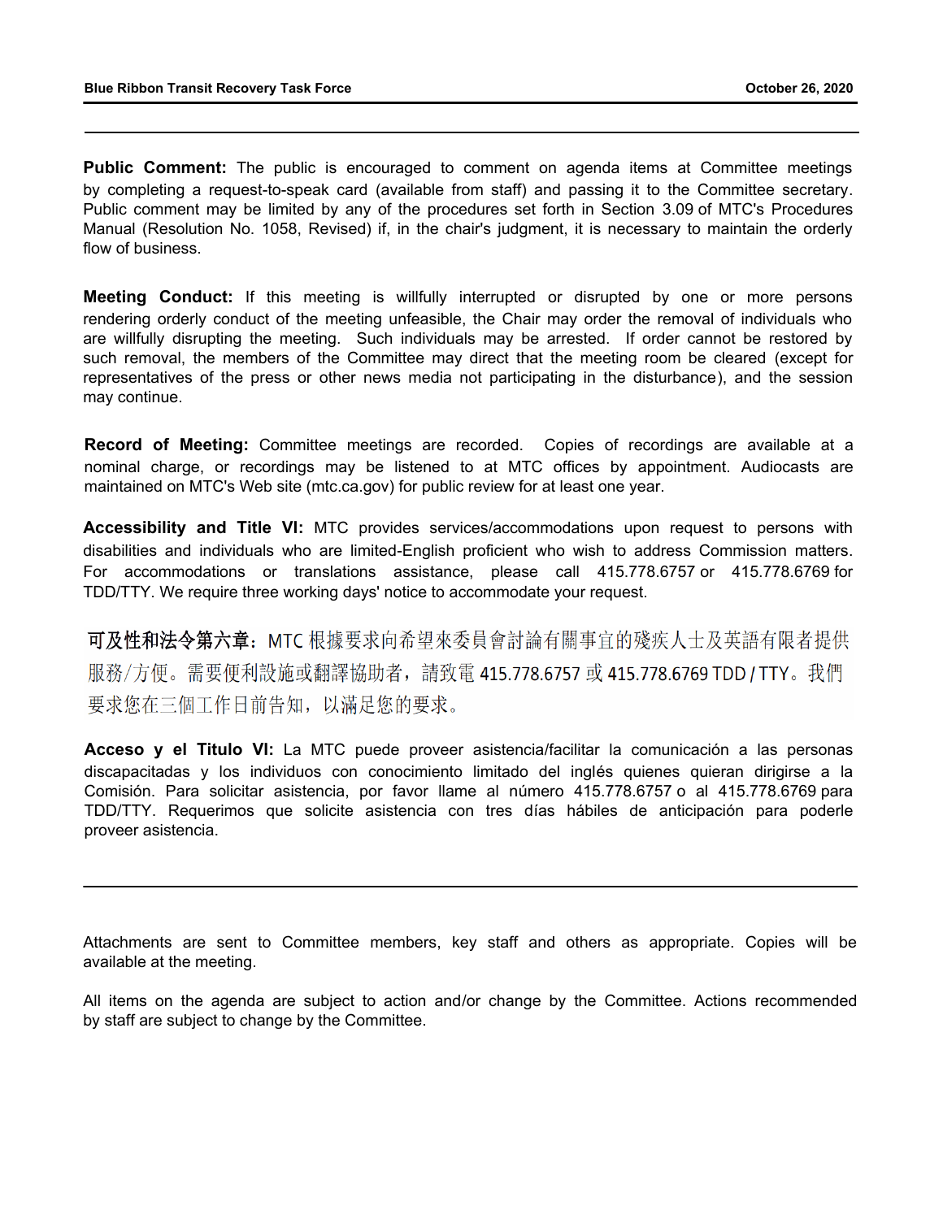**Public Comment:** The public is encouraged to comment on agenda items at Committee meetings by completing a request-to-speak card (available from staff) and passing it to the Committee secretary. Public comment may be limited by any of the procedures set forth in Section 3.09 of MTC's Procedures Manual (Resolution No. 1058, Revised) if, in the chair's judgment, it is necessary to maintain the orderly flow of business.

**Meeting Conduct:** If this meeting is willfully interrupted or disrupted by one or more persons rendering orderly conduct of the meeting unfeasible, the Chair may order the removal of individuals who are willfully disrupting the meeting. Such individuals may be arrested. If order cannot be restored by such removal, the members of the Committee may direct that the meeting room be cleared (except for representatives of the press or other news media not participating in the disturbance), and the session may continue.

**Record of Meeting:** Committee meetings are recorded. Copies of recordings are available at a nominal charge, or recordings may be listened to at MTC offices by appointment. Audiocasts are maintained on MTC's Web site (mtc.ca.gov) for public review for at least one year.

**Accessibility and Title VI:** MTC provides services/accommodations upon request to persons with disabilities and individuals who are limited-English proficient who wish to address Commission matters. For accommodations or translations assistance, please call 415.778.6757 or 415.778.6769 for TDD/TTY. We require three working days' notice to accommodate your request.

**可及性和法令第六章：**MTC 根據要求向希望來委員會討論有關事宜的殘疾人士及英語有限者提供服務/方便。需要便利設施或翻譯協助者，請致電 415.778.6757 或 415.778.6769 TDD / TTY。我們要求您在三個工作日前告知，以滿足您的要求。

**Acceso y el Titulo VI:** La MTC puede proveer asistencia/facilitar la comunicación a las personas discapacitadas y los individuos con conocimiento limitado del inglés quienes quieran dirigirse a la Comisión. Para solicitar asistencia, por favor llame al número 415.778.6757 o al 415.778.6769 para TDD/TTY. Requerimos que solicite asistencia con tres días hábiles de anticipación para poderle proveer asistencia.

---

Attachments are sent to Committee members, key staff and others as appropriate. Copies will be available at the meeting.

All items on the agenda are subject to action and/or change by the Committee. Actions recommended by staff are subject to change by the Committee.